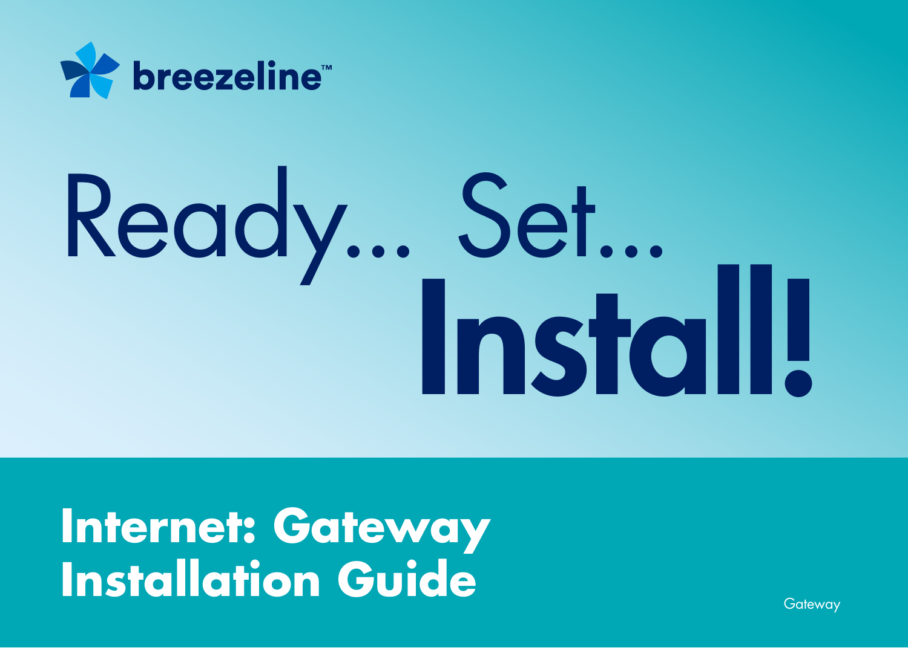breezeline™

# Ready... Set... Install!

## Internet: Gateway Installation Guide

Gateway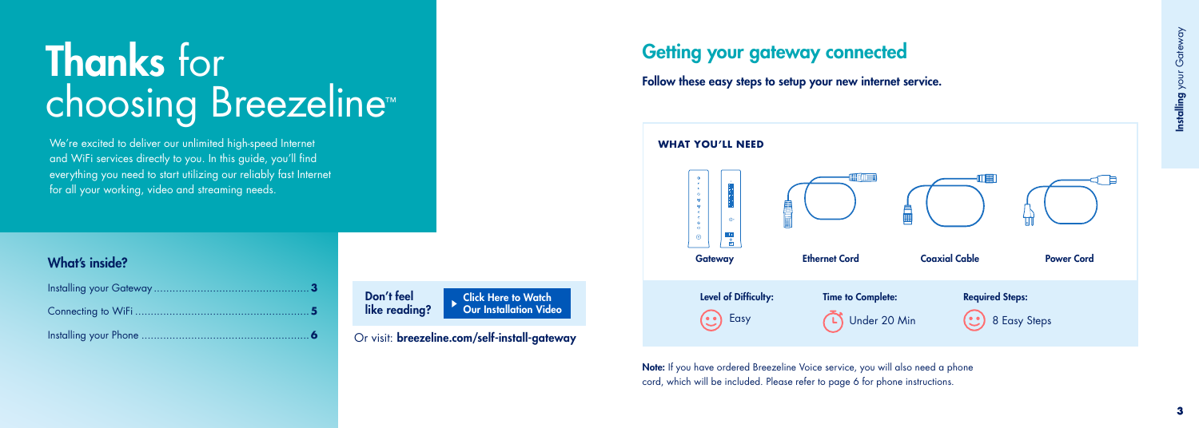# **Thanks** for choosing Breezeline™

We're excited to deliver our unlimited high-speed Internet and WiFi services directly to you. In this guide, you'll find everything you need to start utilizing our reliably fast Internet for all your working, video and streaming needs.

## What's inside?

| | |
|---|---|
| Installing your Gateway | **3** |
| Connecting to WiFi | **5** |
| Installing your Phone | **6** |

**Don't feel like reading?** **Click Here to Watch Our Installation Video**

Or visit: **breezeline.com/self-install-gateway**

## Getting your gateway connected

**Follow these easy steps to setup your new internet service.**

**WHAT YOU'LL NEED**

- **Gateway**
- **Ethernet Cord**
- **Coaxial Cable**
- **Power Cord**

| **Level of Difficulty:** | **Time to Complete:** | **Required Steps:** |
|---|---|---|
| Easy | Under 20 Min | 8 Easy Steps |

**Note:** If you have ordered Breezeline Voice service, you will also need a phone cord, which will be included. Please refer to page 6 for phone instructions.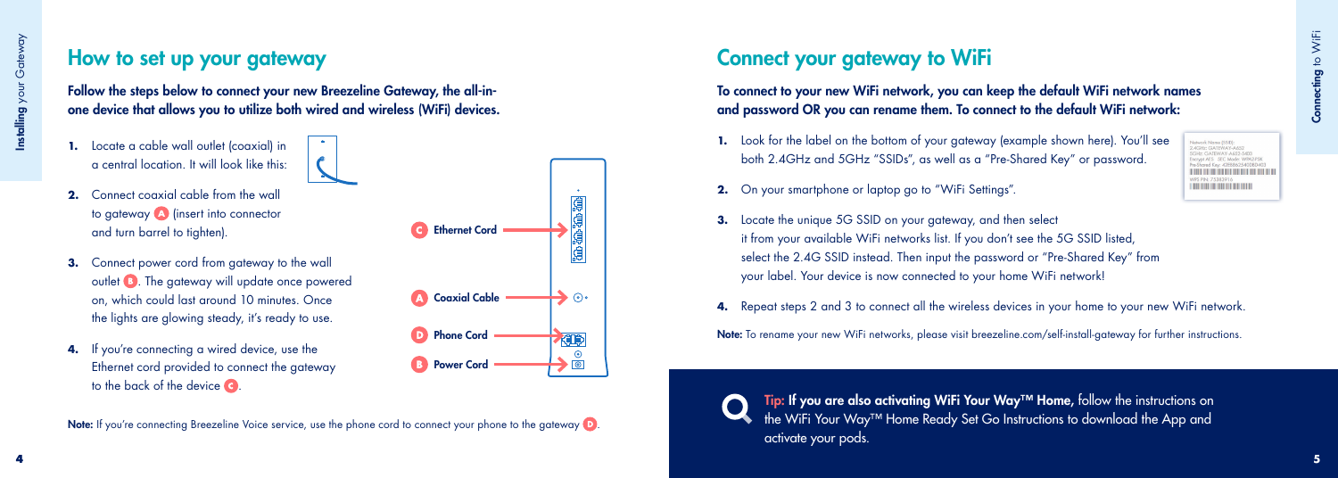## How to set up your gateway

**Follow the steps below to connect your new Breezeline Gateway, the all-in-one device that allows you to utilize both wired and wireless (WiFi) devices.**

1. Locate a cable wall outlet (coaxial) in a central location. It will look like this:
2. Connect coaxial cable from the wall to gateway A (insert into connector and turn barrel to tighten).
3. Connect power cord from gateway to the wall outlet B. The gateway will update once powered on, which could last around 10 minutes. Once the lights are glowing steady, it's ready to use.
4. If you're connecting a wired device, use the Ethernet cord provided to connect the gateway to the back of the device C.

C Ethernet Cord

A Coaxial Cable

D Phone Cord

B Power Cord

**Note:** If you're connecting Breezeline Voice service, use the phone cord to connect your phone to the gateway D.

## Connect your gateway to WiFi

**To connect to your new WiFi network, you can keep the default WiFi network names and password OR you can rename them. To connect to the default WiFi network:**

1. Look for the label on the bottom of your gateway (example shown here). You'll see both 2.4GHz and 5GHz "SSIDs", as well as a "Pre-Shared Key" or password.
2. On your smartphone or laptop go to "WiFi Settings".
3. Locate the unique 5G SSID on your gateway, and then select it from your available WiFi networks list. If you don't see the 5G SSID listed, select the 2.4G SSID instead. Then input the password or "Pre-Shared Key" from your label. Your device is now connected to your home WiFi network!
4. Repeat steps 2 and 3 to connect all the wireless devices in your home to your new WiFi network.

**Note:** To rename your new WiFi networks, please visit breezeline.com/self-install-gateway for further instructions.

**Tip: If you are also activating WiFi Your Way™ Home,** follow the instructions on the WiFi Your Way™ Home Ready Set Go Instructions to download the App and activate your pods.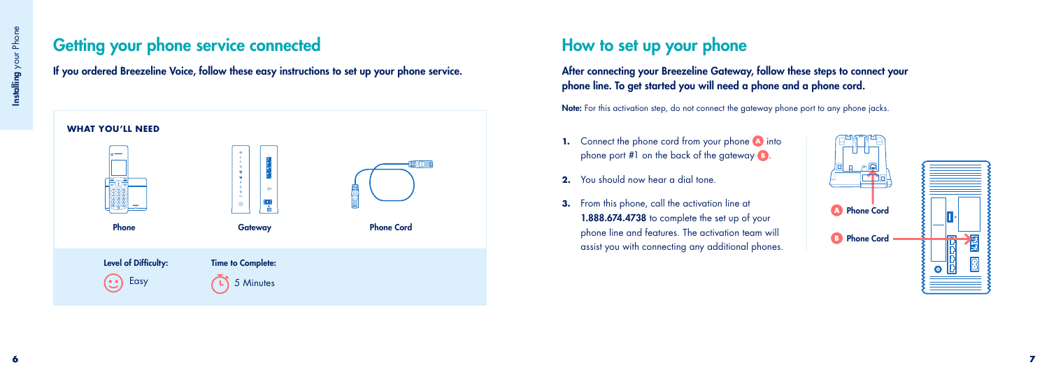## Getting your phone service connected

**If you ordered Breezeline Voice, follow these easy instructions to set up your phone service.**

**WHAT YOU'LL NEED**

Phone

Gateway

Phone Cord

**Level of Difficulty:** Easy

**Time to Complete:** 5 Minutes

## How to set up your phone

**After connecting your Breezeline Gateway, follow these steps to connect your phone line. To get started you will need a phone and a phone cord.**

**Note:** For this activation step, do not connect the gateway phone port to any phone jacks.

1. Connect the phone cord from your phone A into phone port #1 on the back of the gateway B.
2. You should now hear a dial tone.
3. From this phone, call the activation line at **1.888.674.4738** to complete the set up of your phone line and features. The activation team will assist you with connecting any additional phones.

A Phone Cord

B Phone Cord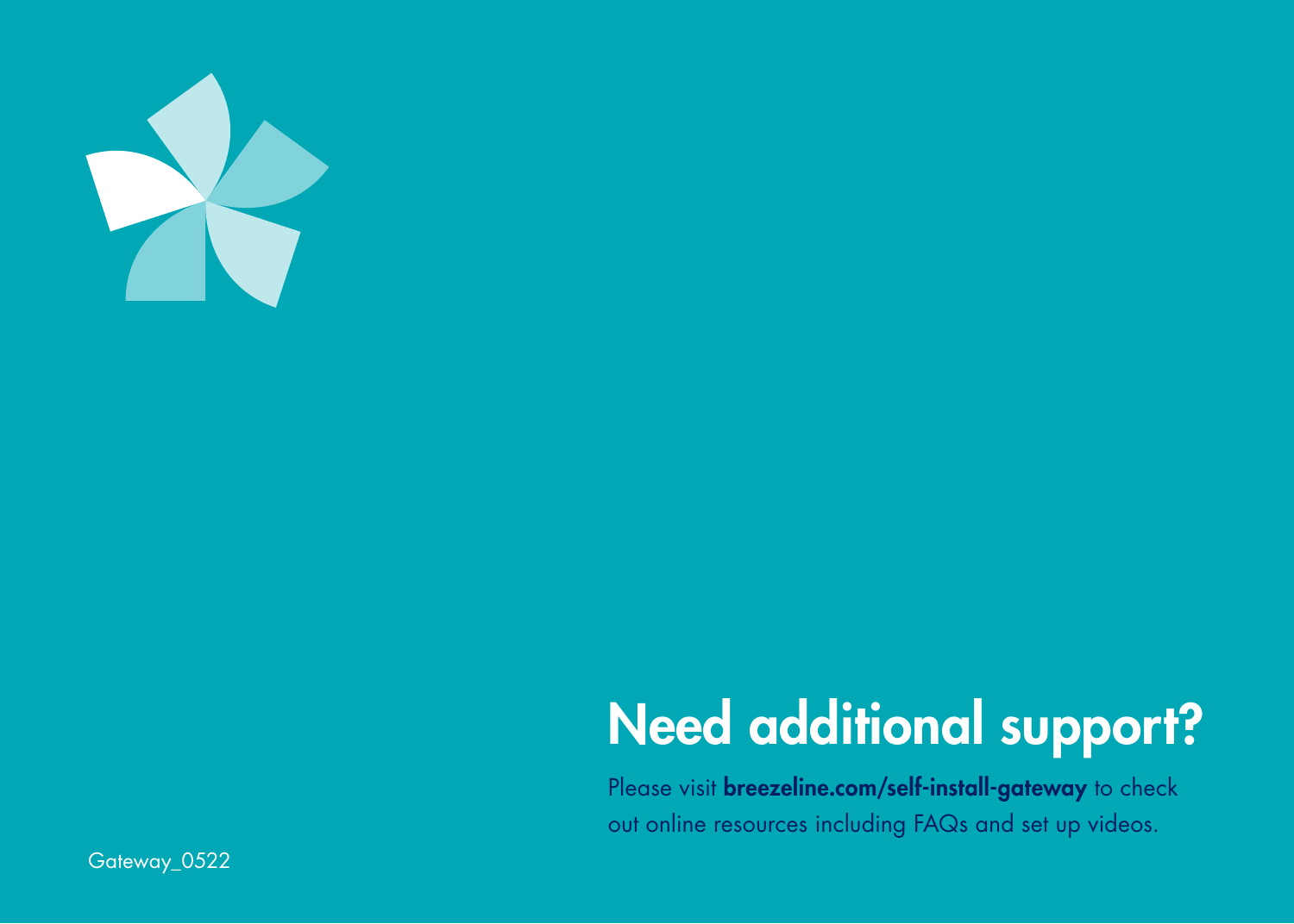# Need additional support?

Please visit **breezeline.com/self-install-gateway** to check out online resources including FAQs and set up videos.

Gateway_0522